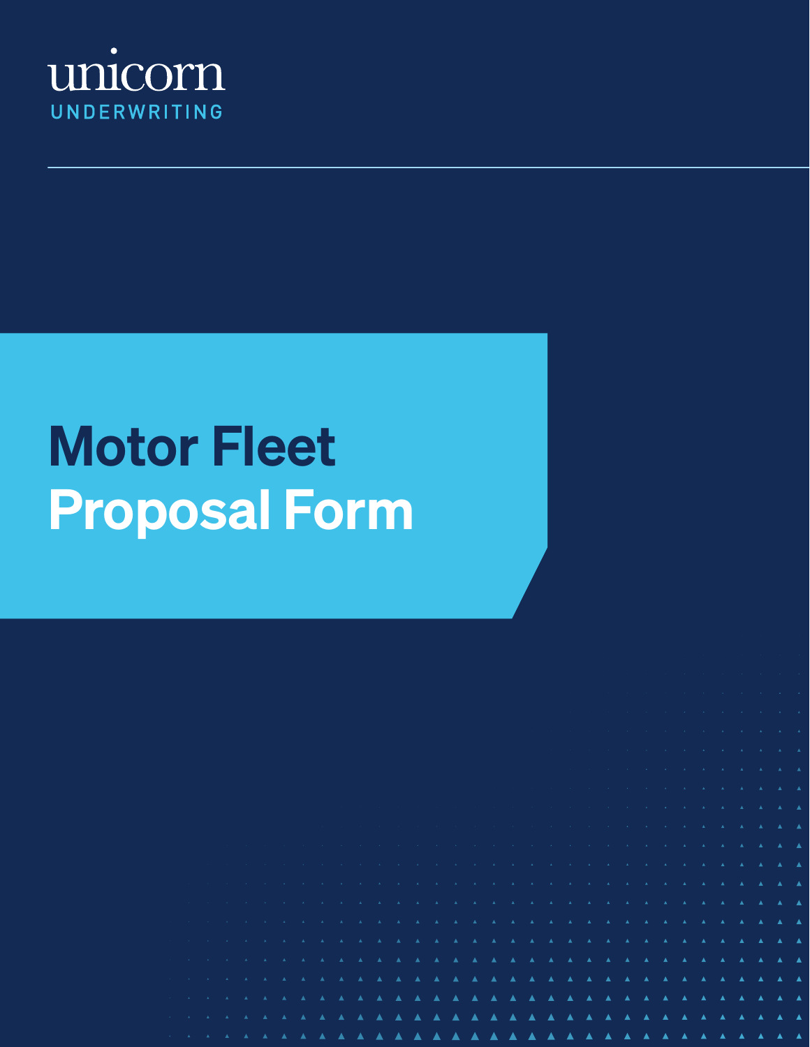unicorn

UNDERWRITING

# Motor Fleet Proposal Form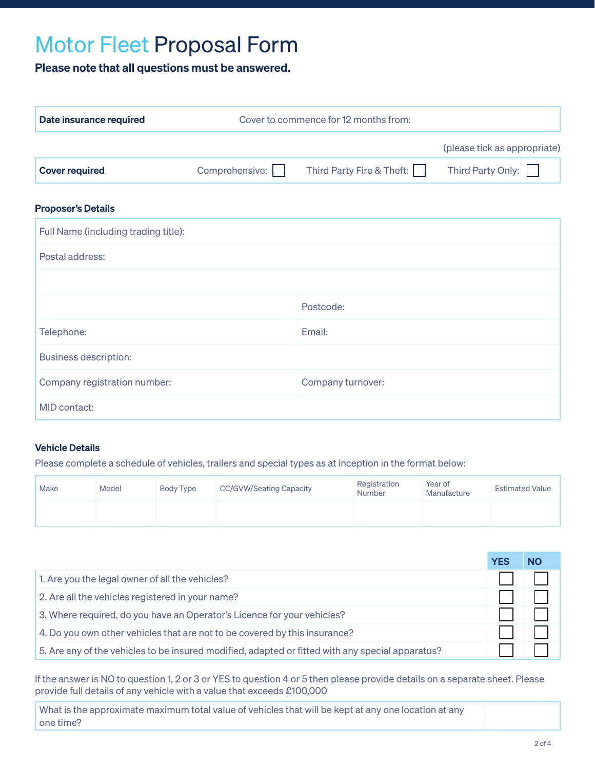# Motor Fleet Proposal Form

**Please note that all questions must be answered.**

| **Date insurance required** | Cover to commence for 12 months from: |
|---|---|

(please tick as appropriate)

| **Cover required** | Comprehensive: ☐ | Third Party Fire & Theft: ☐ | Third Party Only: ☐ |
|---|---|---|---|

### Proposer's Details

| | |
|---|---|
| Full Name (including trading title): | |
| Postal address: | |
| | |
| | Postcode: |
| Telephone: | Email: |
| Business description: | |
| Company registration number: | Company turnover: |
| MID contact: | |

### Vehicle Details

Please complete a schedule of vehicles, trailers and special types as at inception in the format below:

| Make | Model | Body Type | CC/GVW/Seating Capacity | Registration Number | Year of Manufacture | Estimated Value |
|---|---|---|---|---|---|---|
| | | | | | | |

| | YES | NO |
|---|---|---|
| 1. Are you the legal owner of all the vehicles? | ☐ | ☐ |
| 2. Are all the vehicles registered in your name? | ☐ | ☐ |
| 3. Where required, do you have an Operator's Licence for your vehicles? | ☐ | ☐ |
| 4. Do you own other vehicles that are not to be covered by this insurance? | ☐ | ☐ |
| 5. Are any of the vehicles to be insured modified, adapted or fitted with any special apparatus? | ☐ | ☐ |

If the answer is NO to question 1, 2 or 3 or YES to question 4 or 5 then please provide details on a separate sheet. Please provide full details of any vehicle with a value that exceeds £100,000

| What is the approximate maximum total value of vehicles that will be kept at any one location at any one time? | |
|---|---|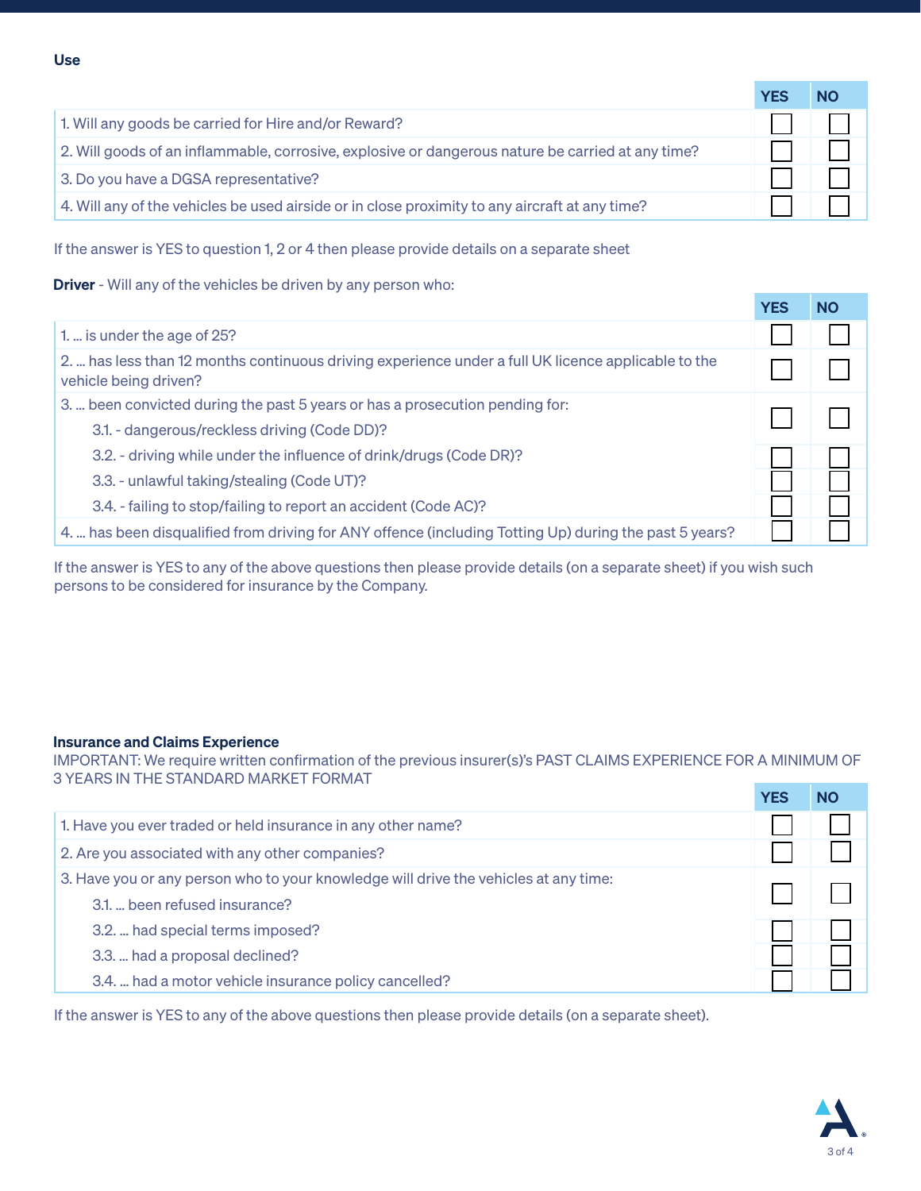### Use

| | YES | NO |
|---|---|---|
| 1. Will any goods be carried for Hire and/or Reward? | ☐ | ☐ |
| 2. Will goods of an inflammable, corrosive, explosive or dangerous nature be carried at any time? | ☐ | ☐ |
| 3. Do you have a DGSA representative? | ☐ | ☐ |
| 4. Will any of the vehicles be used airside or in close proximity to any aircraft at any time? | ☐ | ☐ |

If the answer is YES to question 1, 2 or 4 then please provide details on a separate sheet

**Driver** - Will any of the vehicles be driven by any person who:

| | YES | NO |
|---|---|---|
| 1. ... is under the age of 25? | ☐ | ☐ |
| 2. ... has less than 12 months continuous driving experience under a full UK licence applicable to the vehicle being driven? | ☐ | ☐ |
| 3. ... been convicted during the past 5 years or has a prosecution pending for:<br>3.1. - dangerous/reckless driving (Code DD)? | ☐ | ☐ |
| 3.2. - driving while under the influence of drink/drugs (Code DR)? | ☐ | ☐ |
| 3.3. - unlawful taking/stealing (Code UT)? | ☐ | ☐ |
| 3.4. - failing to stop/failing to report an accident (Code AC)? | ☐ | ☐ |
| 4. ... has been disqualified from driving for ANY offence (including Totting Up) during the past 5 years? | ☐ | ☐ |

If the answer is YES to any of the above questions then please provide details (on a separate sheet) if you wish such persons to be considered for insurance by the Company.

### Insurance and Claims Experience

IMPORTANT: We require written confirmation of the previous insurer(s)'s PAST CLAIMS EXPERIENCE FOR A MINIMUM OF 3 YEARS IN THE STANDARD MARKET FORMAT

| | YES | NO |
|---|---|---|
| 1. Have you ever traded or held insurance in any other name? | ☐ | ☐ |
| 2. Are you associated with any other companies? | ☐ | ☐ |
| 3. Have you or any person who to your knowledge will drive the vehicles at any time:<br>3.1. ... been refused insurance? | ☐ | ☐ |
| 3.2. ... had special terms imposed? | ☐ | ☐ |
| 3.3. ... had a proposal declined? | ☐ | ☐ |
| 3.4. ... had a motor vehicle insurance policy cancelled? | ☐ | ☐ |

If the answer is YES to any of the above questions then please provide details (on a separate sheet).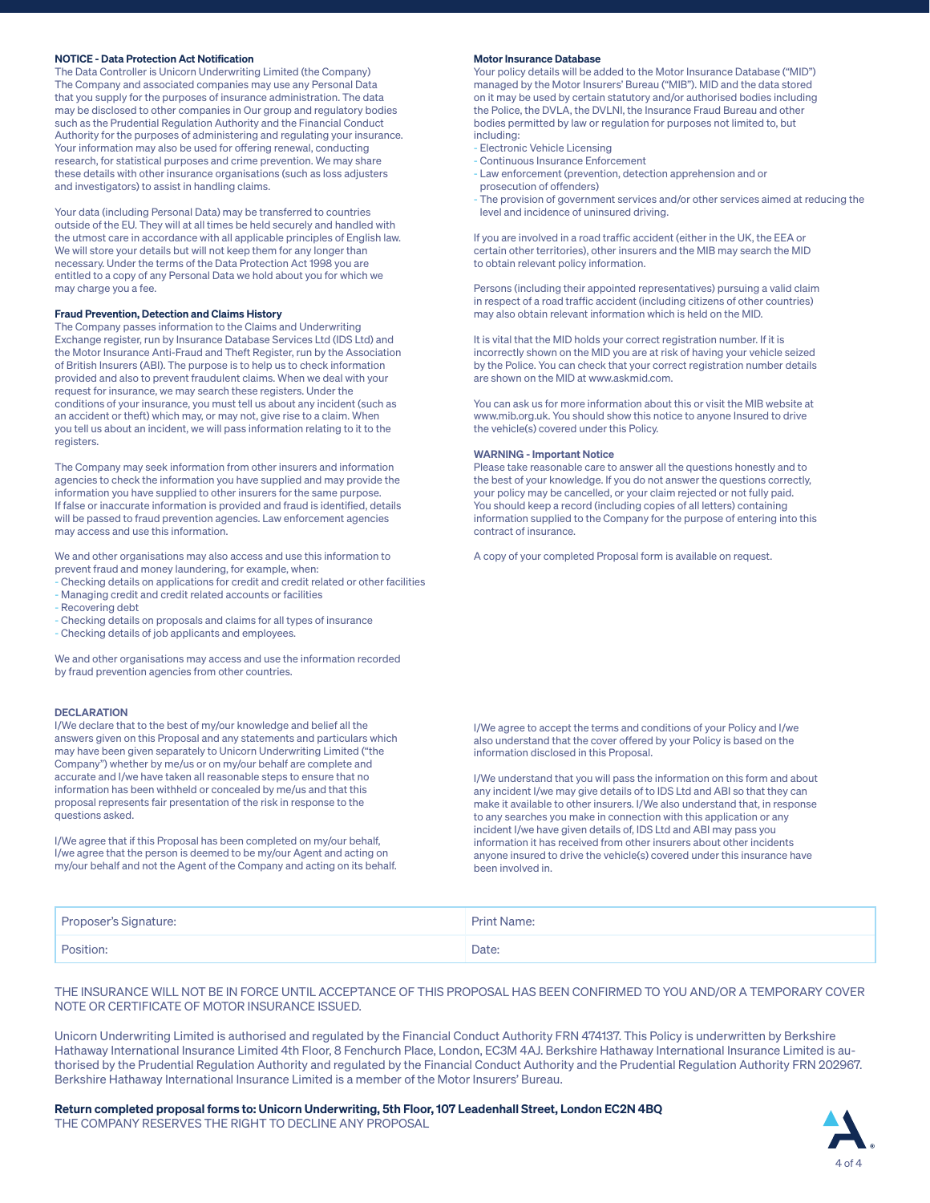**NOTICE - Data Protection Act Notification**

The Data Controller is Unicorn Underwriting Limited (the Company) The Company and associated companies may use any Personal Data that you supply for the purposes of insurance administration. The data may be disclosed to other companies in Our group and regulatory bodies such as the Prudential Regulation Authority and the Financial Conduct Authority for the purposes of administering and regulating your insurance. Your information may also be used for offering renewal, conducting research, for statistical purposes and crime prevention. We may share these details with other insurance organisations (such as loss adjusters and investigators) to assist in handling claims.

Your data (including Personal Data) may be transferred to countries outside of the EU. They will at all times be held securely and handled with the utmost care in accordance with all applicable principles of English law. We will store your details but will not keep them for any longer than necessary. Under the terms of the Data Protection Act 1998 you are entitled to a copy of any Personal Data we hold about you for which we may charge you a fee.

**Fraud Prevention, Detection and Claims History**

The Company passes information to the Claims and Underwriting Exchange register, run by Insurance Database Services Ltd (IDS Ltd) and the Motor Insurance Anti-Fraud and Theft Register, run by the Association of British Insurers (ABI). The purpose is to help us to check information provided and also to prevent fraudulent claims. When we deal with your request for insurance, we may search these registers. Under the conditions of your insurance, you must tell us about any incident (such as an accident or theft) which may, or may not, give rise to a claim. When you tell us about an incident, we will pass information relating to it to the registers.

The Company may seek information from other insurers and information agencies to check the information you have supplied and may provide the information you have supplied to other insurers for the same purpose. If false or inaccurate information is provided and fraud is identified, details will be passed to fraud prevention agencies. Law enforcement agencies may access and use this information.

We and other organisations may also access and use this information to prevent fraud and money laundering, for example, when:

- Checking details on applications for credit and credit related or other facilities
- Managing credit and credit related accounts or facilities
- Recovering debt
- Checking details on proposals and claims for all types of insurance
- Checking details of job applicants and employees.

We and other organisations may access and use the information recorded by fraud prevention agencies from other countries.

**Motor Insurance Database**

Your policy details will be added to the Motor Insurance Database ("MID") managed by the Motor Insurers' Bureau ("MIB"). MID and the data stored on it may be used by certain statutory and/or authorised bodies including the Police, the DVLA, the DVLNI, the Insurance Fraud Bureau and other bodies permitted by law or regulation for purposes not limited to, but including:

- Electronic Vehicle Licensing
- Continuous Insurance Enforcement
- Law enforcement (prevention, detection apprehension and or prosecution of offenders)
- The provision of government services and/or other services aimed at reducing the level and incidence of uninsured driving.

If you are involved in a road traffic accident (either in the UK, the EEA or certain other territories), other insurers and the MIB may search the MID to obtain relevant policy information.

Persons (including their appointed representatives) pursuing a valid claim in respect of a road traffic accident (including citizens of other countries) may also obtain relevant information which is held on the MID.

It is vital that the MID holds your correct registration number. If it is incorrectly shown on the MID you are at risk of having your vehicle seized by the Police. You can check that your correct registration number details are shown on the MID at www.askmid.com.

You can ask us for more information about this or visit the MIB website at www.mib.org.uk. You should show this notice to anyone Insured to drive the vehicle(s) covered under this Policy.

**WARNING - Important Notice**

Please take reasonable care to answer all the questions honestly and to the best of your knowledge. If you do not answer the questions correctly, your policy may be cancelled, or your claim rejected or not fully paid. You should keep a record (including copies of all letters) containing information supplied to the Company for the purpose of entering into this contract of insurance.

A copy of your completed Proposal form is available on request.

**DECLARATION**

I/We declare that to the best of my/our knowledge and belief all the answers given on this Proposal and any statements and particulars which may have been given separately to Unicorn Underwriting Limited ("the Company") whether by me/us or on my/our behalf are complete and accurate and I/we have taken all reasonable steps to ensure that no information has been withheld or concealed by me/us and that this proposal represents fair presentation of the risk in response to the questions asked.

I/We agree that if this Proposal has been completed on my/our behalf, I/we agree that the person is deemed to be my/our Agent and acting on my/our behalf and not the Agent of the Company and acting on its behalf.

I/We agree to accept the terms and conditions of your Policy and I/we also understand that the cover offered by your Policy is based on the information disclosed in this Proposal.

I/We understand that you will pass the information on this form and about any incident I/we may give details of to IDS Ltd and ABI so that they can make it available to other insurers. I/We also understand that, in response to any searches you make in connection with this application or any incident I/we have given details of, IDS Ltd and ABI may pass you information it has received from other insurers about other incidents anyone insured to drive the vehicle(s) covered under this insurance have been involved in.

| | |
|---|---|
| Proposer's Signature: | Print Name: |
| Position: | Date: |

THE INSURANCE WILL NOT BE IN FORCE UNTIL ACCEPTANCE OF THIS PROPOSAL HAS BEEN CONFIRMED TO YOU AND/OR A TEMPORARY COVER NOTE OR CERTIFICATE OF MOTOR INSURANCE ISSUED.

Unicorn Underwriting Limited is authorised and regulated by the Financial Conduct Authority FRN 474137. This Policy is underwritten by Berkshire Hathaway International Insurance Limited 4th Floor, 8 Fenchurch Place, London, EC3M 4AJ. Berkshire Hathaway International Insurance Limited is authorised by the Prudential Regulation Authority and regulated by the Financial Conduct Authority and the Prudential Regulation Authority FRN 202967. Berkshire Hathaway International Insurance Limited is a member of the Motor Insurers' Bureau.

**Return completed proposal forms to: Unicorn Underwriting, 5th Floor, 107 Leadenhall Street, London EC2N 4BQ**

THE COMPANY RESERVES THE RIGHT TO DECLINE ANY PROPOSAL